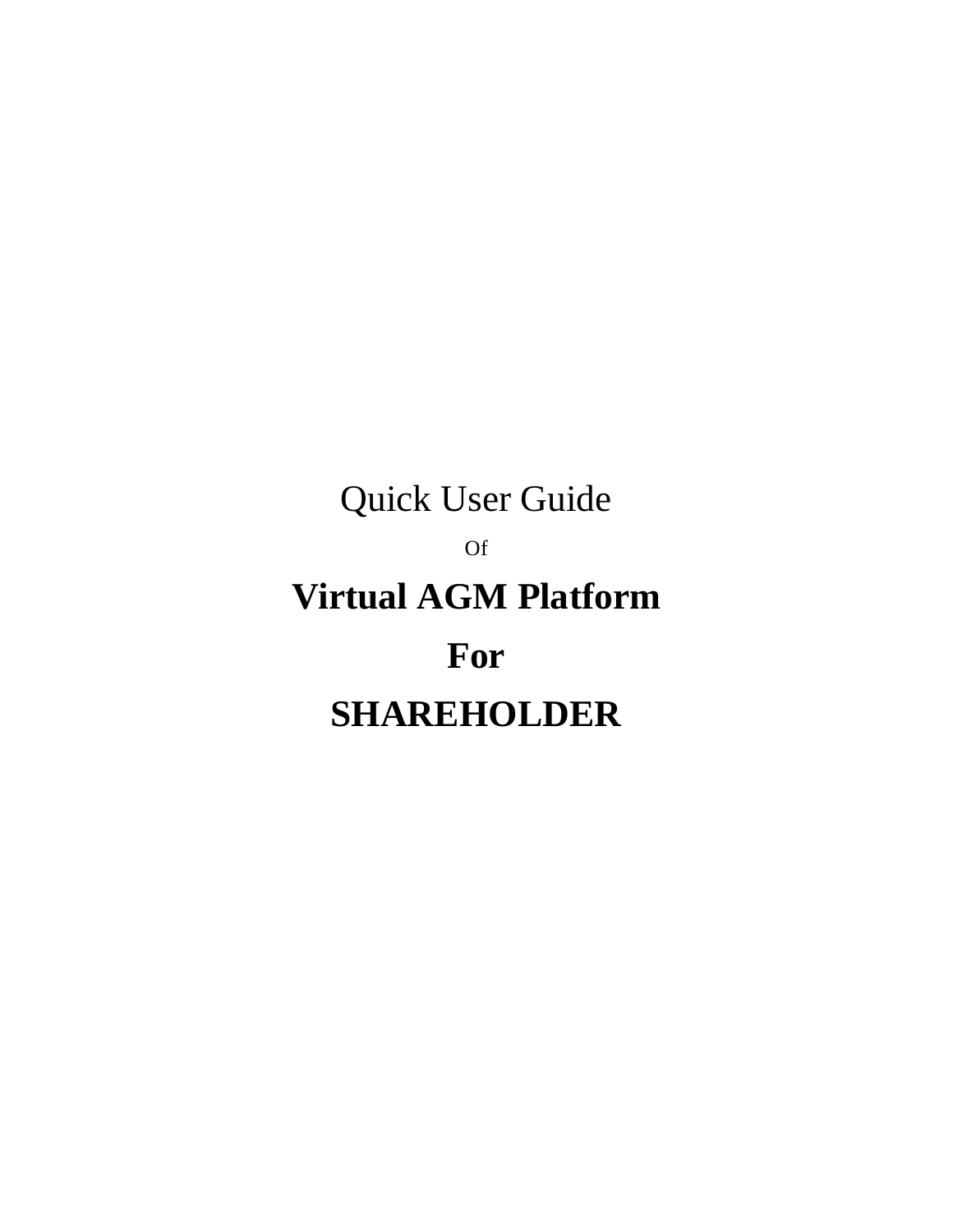Quick User Guide

Of

# Virtual AGM Platform

# For

# SHAREHOLDER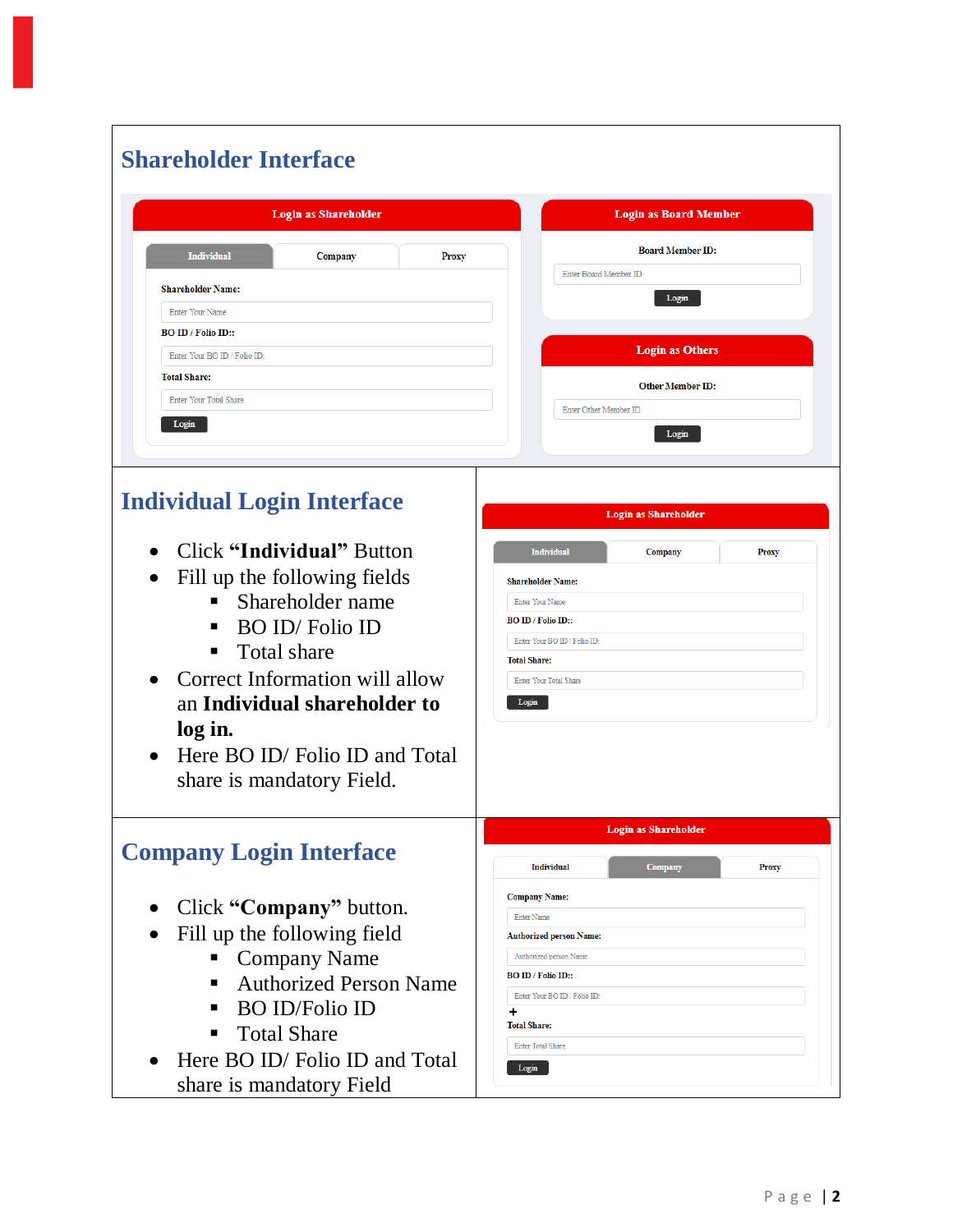## Shareholder Interface

**Login as Shareholder**

Individual | Company | Proxy

Shareholder Name:

Enter Your Name

BO ID / Folio ID::

Enter Your BO ID / Folio ID:

Total Share:

Enter Your Total Share

Login

**Login as Board Member**

Board Member ID:

Enter Board Member ID

Login

**Login as Others**

Other Member ID:

Enter Other Member ID

Login

## Individual Login Interface

- Click **"Individual"** Button
- Fill up the following fields
  - Shareholder name
  - BO ID/ Folio ID
  - Total share
- Correct Information will allow an **Individual shareholder to log in.**
- Here BO ID/ Folio ID and Total share is mandatory Field.

**Login as Shareholder**

Individual | Company | Proxy

Shareholder Name:

Enter Your Name

BO ID / Folio ID::

Enter Your BO ID / Folio ID:

Total Share:

Enter Your Total Share

Login

## Company Login Interface

- Click **"Company"** button.
- Fill up the following field
  - Company Name
  - Authorized Person Name
  - BO ID/Folio ID
  - Total Share
- Here BO ID/ Folio ID and Total share is mandatory Field

**Login as Shareholder**

Individual | Company | Proxy

Company Name:

Enter Name

Authorized person Name:

Authorized person Name

BO ID / Folio ID::

Enter Your BO ID / Folio ID:

+

Total Share:

Enter Total Share

Login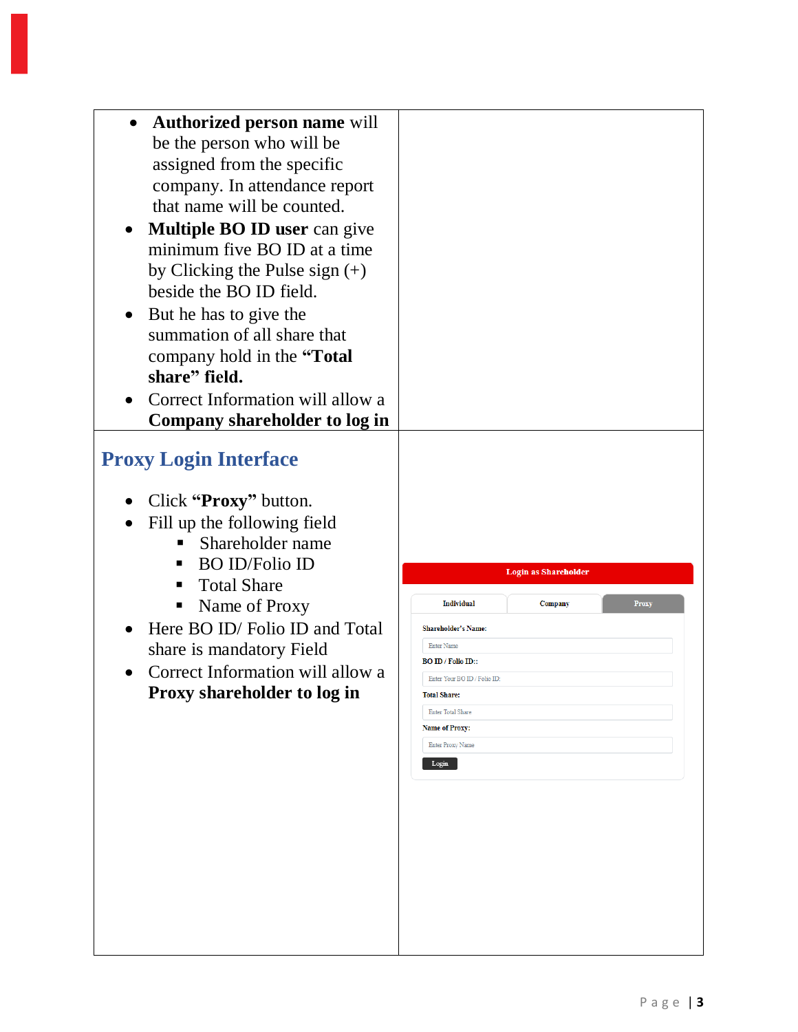- **Authorized person name** will be the person who will be assigned from the specific company. In attendance report that name will be counted.
- **Multiple BO ID user** can give minimum five BO ID at a time by Clicking the Pulse sign (+) beside the BO ID field.
- But he has to give the summation of all share that company hold in the **"Total share" field.**
- Correct Information will allow a **Company shareholder to log in**

## Proxy Login Interface

- Click **"Proxy"** button.
- Fill up the following field
  - Shareholder name
  - BO ID/Folio ID
  - Total Share
  - Name of Proxy
- Here BO ID/ Folio ID and Total share is mandatory Field
- Correct Information will allow a **Proxy shareholder to log in**

**Login as Shareholder**

Individual | Company | Proxy

Shareholder's Name: Enter Name

BO ID / Folio ID:: Enter Your BO ID / Folio ID:

Total Share: Enter Total Share

Name of Proxy: Enter Proxy Name

Login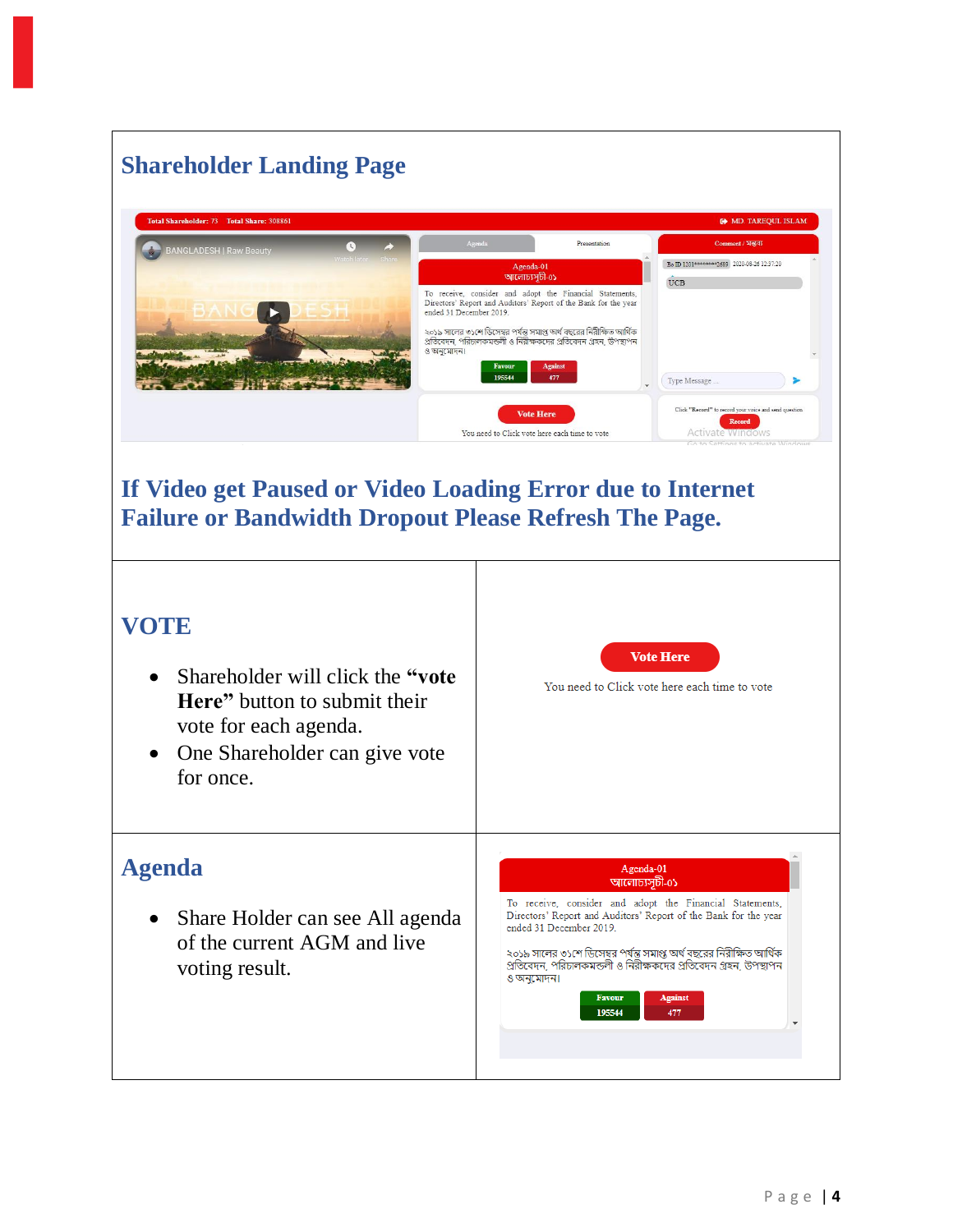## Shareholder Landing Page

## If Video get Paused or Video Loading Error due to Internet Failure or Bandwidth Dropout Please Refresh The Page.

## VOTE

- Shareholder will click the **“vote Here”** button to submit their vote for each agenda.
- One Shareholder can give vote for once.

**Vote Here**

You need to Click vote here each time to vote

## Agenda

- Share Holder can see All agenda of the current AGM and live voting result.

Agenda-01
আলোচ্যসূচী-০১

To receive, consider and adopt the Financial Statements, Directors' Report and Auditors' Report of the Bank for the year ended 31 December 2019.

২০১৯ সালের ৩১শে ডিসেম্বর পর্যন্ত সমাপ্ত অর্থ বছরের নিরীক্ষিত আর্থিক প্রতিবেদন, পরিচালকমন্ডলী ও নিরীক্ষকদের প্রতিবেদন গ্রহন, উপস্থাপন ও অনুমোদন।

| Favour | Against |
|---|---|
| 195544 | 477 |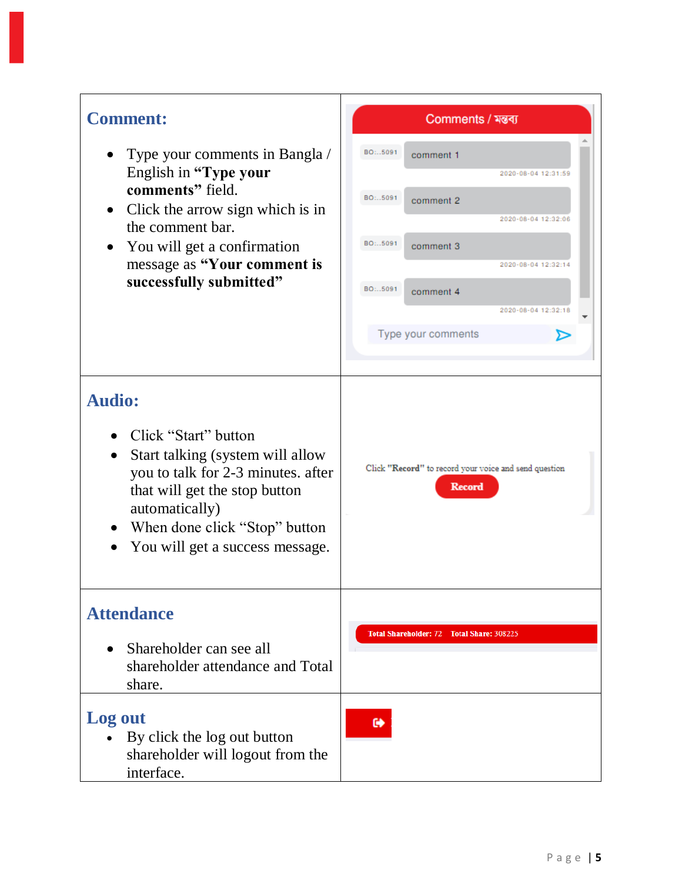| | |
|---|---|
| **Comment:**<br><br>• Type your comments in Bangla / English in **"Type your comments"** field.<br>• Click the arrow sign which is in the comment bar.<br>• You will get a confirmation message as **"Your comment is successfully submitted"** | Comments / মন্তব্য<br>BO:..5091 comment 1 2020-08-04 12:31:59<br>BO:..5091 comment 2 2020-08-04 12:32:06<br>BO:..5091 comment 3 2020-08-04 12:32:14<br>BO:..5091 comment 4 2020-08-04 12:32:18<br>Type your comments |
| **Audio:**<br><br>• Click "Start" button<br>• Start talking (system will allow you to talk for 2-3 minutes. after that will get the stop button automatically)<br>• When done click "Stop" button<br>• You will get a success message. | Click **"Record"** to record your voice and send question<br>Record |
| **Attendance**<br><br>• Shareholder can see all shareholder attendance and Total share. | **Total Shareholder:** 72 **Total Share:** 308225 |
| **Log out**<br>• By click the log out button shareholder will logout from the interface. | |